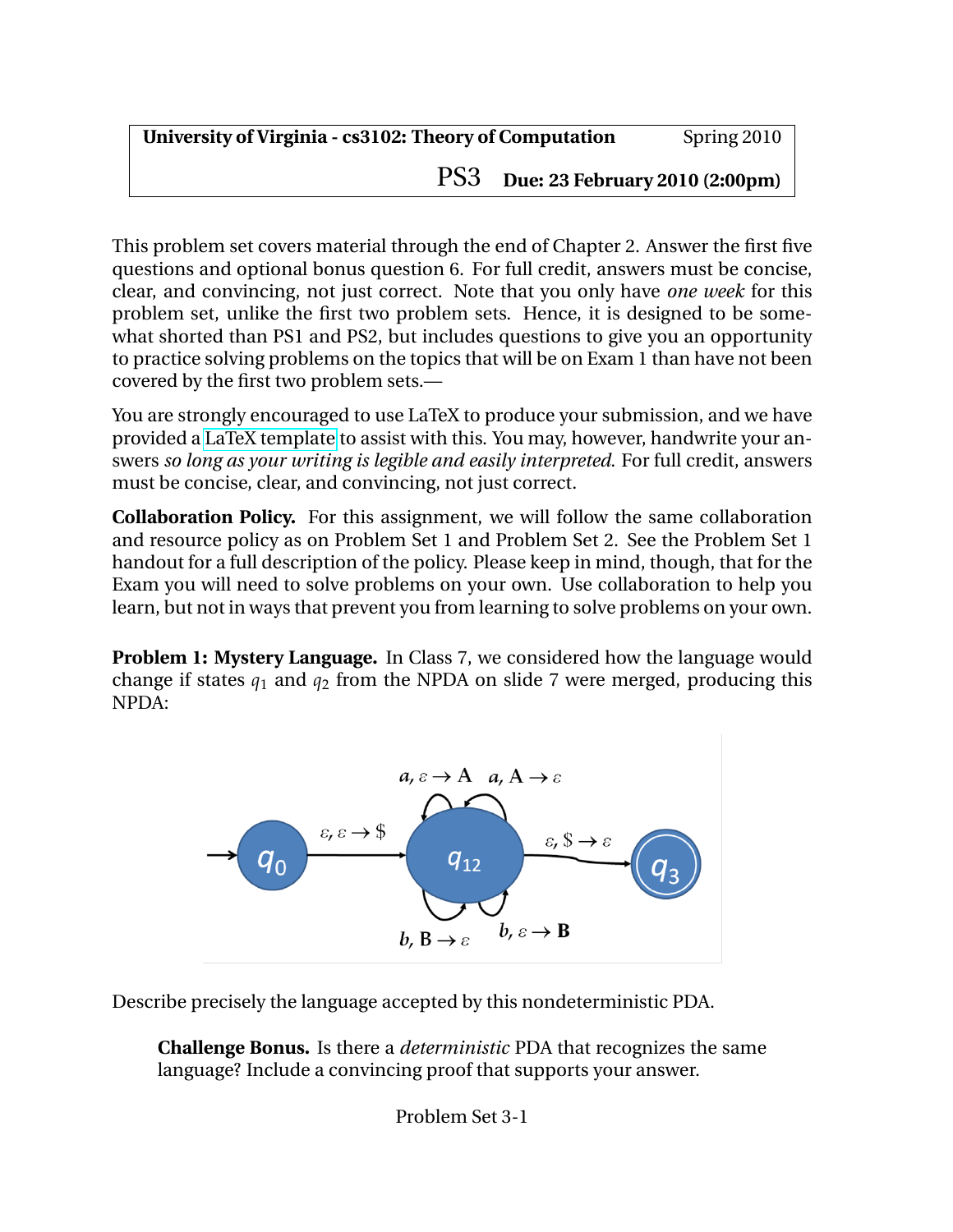**University of Virginia - cs3102: Theory of Computation** Spring 2010

PS3 **Due: 23 February 2010 (2:00pm)**

This problem set covers material through the end of Chapter 2. Answer the first five questions and optional bonus question 6. For full credit, answers must be concise, clear, and convincing, not just correct. Note that you only have *one week* for this problem set, unlike the first two problem sets. Hence, it is designed to be somewhat shorted than PS1 and PS2, but includes questions to give you an opportunity to practice solving problems on the topics that will be on Exam 1 than have not been covered by the first two problem sets.—

You are strongly encouraged to use LaTeX to produce your submission, and we have provided a LaTeX template to assist with this. You may, however, handwrite your answers *so long as your writing is legible and easily interpreted*. For full credit, answers must be concise, clear, and convincing, not just correct.

**Collaboration Policy.** For this assignment, we will follow the same collaboration and resource policy as on Problem Set 1 and Problem Set 2. See the Problem Set 1 handout for a full description of the policy. Please keep in mind, though, that for the Exam you will need to solve problems on your own. Use collaboration to help you learn, but not in ways that prevent you from learning to solve problems on your own.

**Problem 1: Mystery Language.** In Class 7, we considered how the language would change if states $q_1$ and $q_2$ from the NPDA on slide 7 were merged, producing this NPDA:

Describe precisely the language accepted by this nondeterministic PDA.

> **Challenge Bonus.** Is there a *deterministic* PDA that recognizes the same language? Include a convincing proof that supports your answer.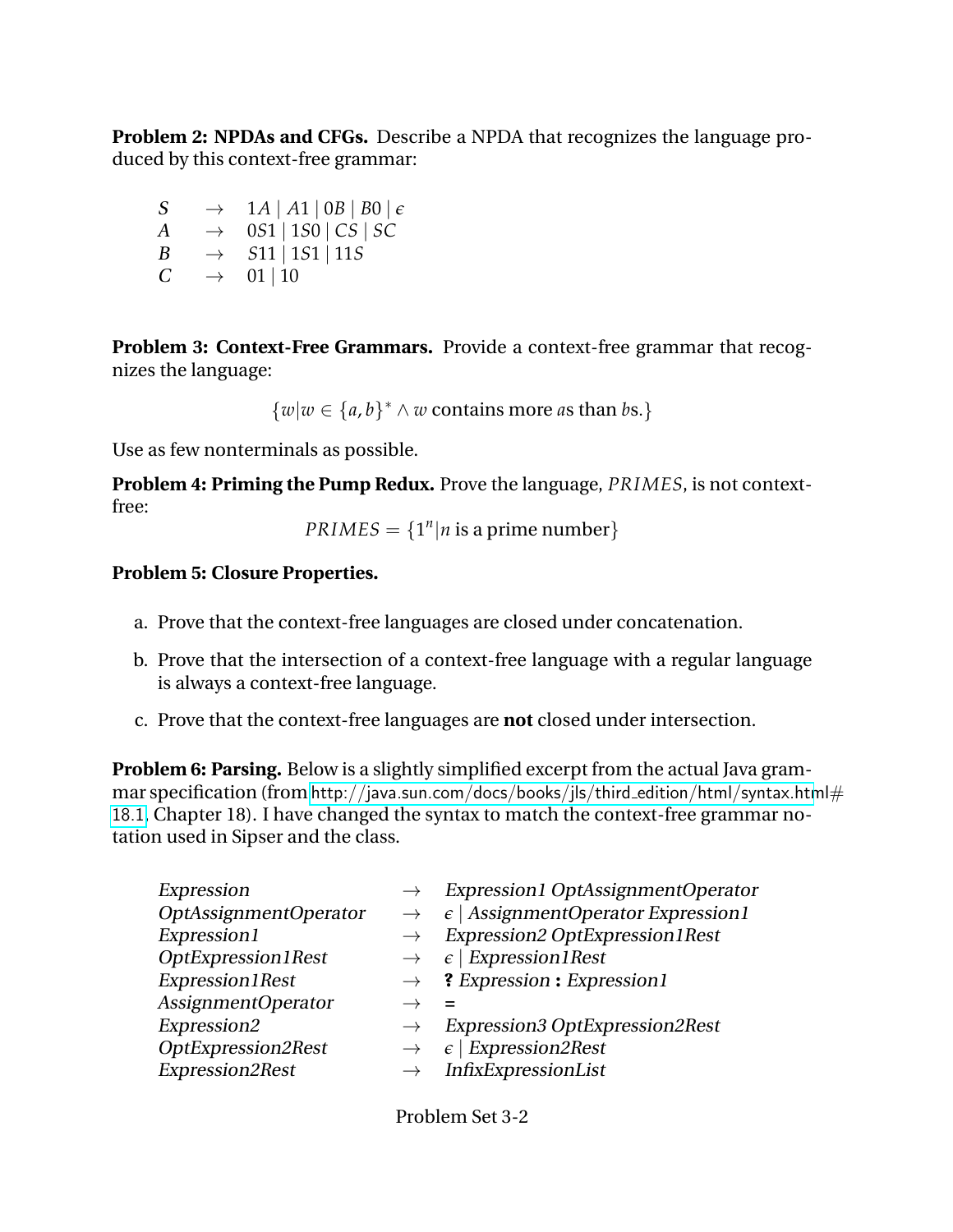**Problem 2: NPDAs and CFGs.** Describe a NPDA that recognizes the language produced by this context-free grammar:

$$
\begin{array}{lcl}
S & \rightarrow & 1A \mid A1 \mid 0B \mid B0 \mid \epsilon \\
A & \rightarrow & 0S1 \mid 1S0 \mid CS \mid SC \\
B & \rightarrow & S11 \mid 1S1 \mid 11S \\
C & \rightarrow & 01 \mid 10
\end{array}
$$

**Problem 3: Context-Free Grammars.** Provide a context-free grammar that recognizes the language:

$$\{w | w \in \{a, b\}^* \wedge w \text{ contains more } a\text{s than } b\text{s.}\}$$

Use as few nonterminals as possible.

**Problem 4: Priming the Pump Redux.** Prove the language, $PRIMES$, is not context-free:

$$PRIMES = \{1^n | n \text{ is a prime number}\}$$

**Problem 5: Closure Properties.**

a. Prove that the context-free languages are closed under concatenation.

b. Prove that the intersection of a context-free language with a regular language is always a context-free language.

c. Prove that the context-free languages are **not** closed under intersection.

**Problem 6: Parsing.** Below is a slightly simplified excerpt from the actual Java grammar specification (from http://java.sun.com/docs/books/jls/third_edition/html/syntax.html#18.1, Chapter 18). I have changed the syntax to match the context-free grammar notation used in Sipser and the class.

| | | |
|---|---|---|
| *Expression* | $\rightarrow$ | *Expression1 OptAssignmentOperator* |
| *OptAssignmentOperator* | $\rightarrow$ | $\epsilon$ \| *AssignmentOperator Expression1* |
| *Expression1* | $\rightarrow$ | *Expression2 OptExpression1Rest* |
| *OptExpression1Rest* | $\rightarrow$ | $\epsilon$ \| *Expression1Rest* |
| *Expression1Rest* | $\rightarrow$ | **?** *Expression* **:** *Expression1* |
| *AssignmentOperator* | $\rightarrow$ | **=** |
| *Expression2* | $\rightarrow$ | *Expression3 OptExpression2Rest* |
| *OptExpression2Rest* | $\rightarrow$ | $\epsilon$ \| *Expression2Rest* |
| *Expression2Rest* | $\rightarrow$ | *InfixExpressionList* |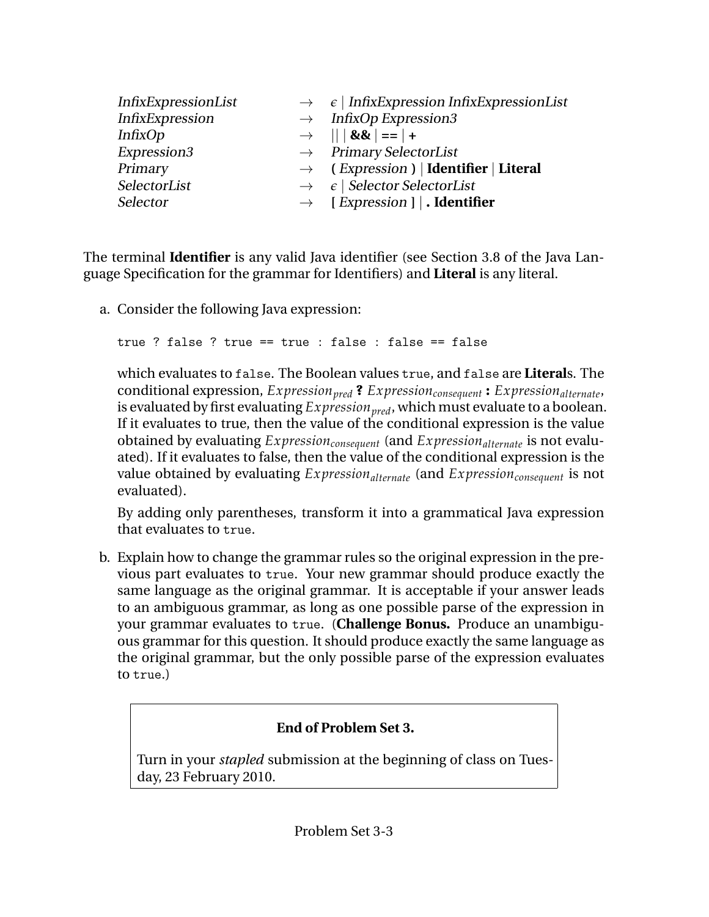| | | |
|---|---|---|
| *InfixExpressionList* | → | $\epsilon$ \| *InfixExpression InfixExpressionList* |
| *InfixExpression* | → | *InfixOp Expression3* |
| *InfixOp* | → | **\|\|** \| **&&** \| **==** \| **+** |
| *Expression3* | → | *Primary SelectorList* |
| *Primary* | → | **(** *Expression* **)** \| **Identifier** \| **Literal** |
| *SelectorList* | → | $\epsilon$ \| *Selector SelectorList* |
| *Selector* | → | **[** *Expression* **]** \| **. Identifier** |

The terminal **Identifier** is any valid Java identifier (see Section 3.8 of the Java Language Specification for the grammar for Identifiers) and **Literal** is any literal.

a. Consider the following Java expression:

```
true ? false ? true == true : false : false == false
```

which evaluates to `false`. The Boolean values `true`, and `false` are **Literal**s. The conditional expression, $Expression_{pred}$ **?** $Expression_{consequent}$ **:** $Expression_{alternate}$, is evaluated by first evaluating $Expression_{pred}$, which must evaluate to a boolean. If it evaluates to true, then the value of the conditional expression is the value obtained by evaluating $Expression_{consequent}$ (and $Expression_{alternate}$ is not evaluated). If it evaluates to false, then the value of the conditional expression is the value obtained by evaluating $Expression_{alternate}$ (and $Expression_{consequent}$ is not evaluated).

By adding only parentheses, transform it into a grammatical Java expression that evaluates to `true`.

b. Explain how to change the grammar rules so the original expression in the previous part evaluates to `true`. Your new grammar should produce exactly the same language as the original grammar. It is acceptable if your answer leads to an ambiguous grammar, as long as one possible parse of the expression in your grammar evaluates to `true`. (**Challenge Bonus.** Produce an unambiguous grammar for this question. It should produce exactly the same language as the original grammar, but the only possible parse of the expression evaluates to `true`.)

**End of Problem Set 3.**

Turn in your *stapled* submission at the beginning of class on Tuesday, 23 February 2010.